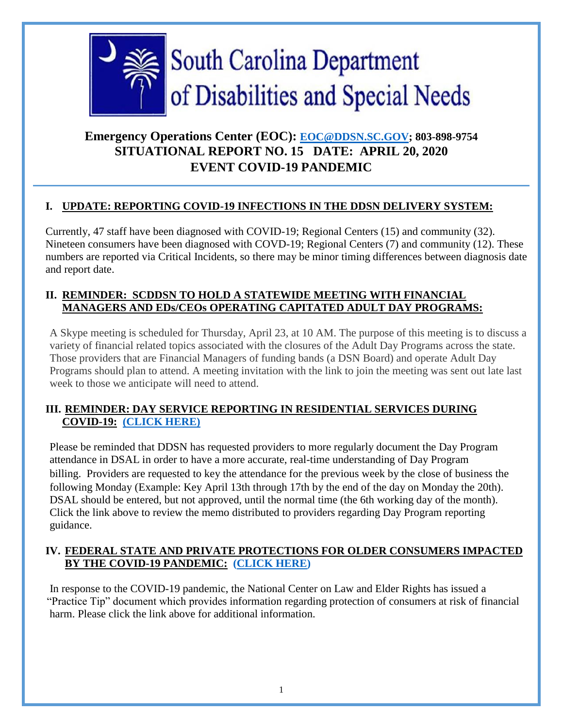# South Carolina Department of Disabilities and Special Needs

**Emergency Operations Center (EOC): EOC@DDSN.SC.GOV; 803-898-9754**
**SITUATIONAL REPORT NO. 15 DATE: APRIL 20, 2020**
**EVENT COVID-19 PANDEMIC**

## I. UPDATE: REPORTING COVID-19 INFECTIONS IN THE DDSN DELIVERY SYSTEM:

Currently, 47 staff have been diagnosed with COVID-19; Regional Centers (15) and community (32). Nineteen consumers have been diagnosed with COVD-19; Regional Centers (7) and community (12). These numbers are reported via Critical Incidents, so there may be minor timing differences between diagnosis date and report date.

## II. REMINDER: SCDDSN TO HOLD A STATEWIDE MEETING WITH FINANCIAL MANAGERS AND EDs/CEOs OPERATING CAPITATED ADULT DAY PROGRAMS:

A Skype meeting is scheduled for Thursday, April 23, at 10 AM. The purpose of this meeting is to discuss a variety of financial related topics associated with the closures of the Adult Day Programs across the state. Those providers that are Financial Managers of funding bands (a DSN Board) and operate Adult Day Programs should plan to attend. A meeting invitation with the link to join the meeting was sent out late last week to those we anticipate will need to attend.

## III. REMINDER: DAY SERVICE REPORTING IN RESIDENTIAL SERVICES DURING COVID-19: (CLICK HERE)

Please be reminded that DDSN has requested providers to more regularly document the Day Program attendance in DSAL in order to have a more accurate, real-time understanding of Day Program billing. Providers are requested to key the attendance for the previous week by the close of business the following Monday (Example: Key April 13th through 17th by the end of the day on Monday the 20th). DSAL should be entered, but not approved, until the normal time (the 6th working day of the month). Click the link above to review the memo distributed to providers regarding Day Program reporting guidance.

## IV. FEDERAL STATE AND PRIVATE PROTECTIONS FOR OLDER CONSUMERS IMPACTED BY THE COVID-19 PANDEMIC: (CLICK HERE)

In response to the COVID-19 pandemic, the National Center on Law and Elder Rights has issued a "Practice Tip" document which provides information regarding protection of consumers at risk of financial harm. Please click the link above for additional information.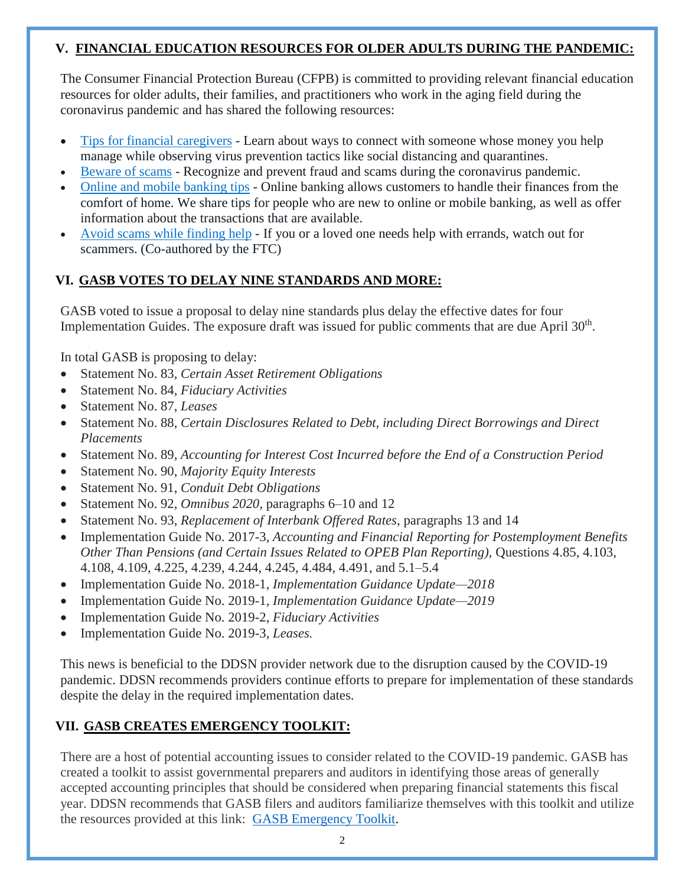## V. FINANCIAL EDUCATION RESOURCES FOR OLDER ADULTS DURING THE PANDEMIC:

The Consumer Financial Protection Bureau (CFPB) is committed to providing relevant financial education resources for older adults, their families, and practitioners who work in the aging field during the coronavirus pandemic and has shared the following resources:

- Tips for financial caregivers - Learn about ways to connect with someone whose money you help manage while observing virus prevention tactics like social distancing and quarantines.
- Beware of scams - Recognize and prevent fraud and scams during the coronavirus pandemic.
- Online and mobile banking tips - Online banking allows customers to handle their finances from the comfort of home. We share tips for people who are new to online or mobile banking, as well as offer information about the transactions that are available.
- Avoid scams while finding help - If you or a loved one needs help with errands, watch out for scammers. (Co-authored by the FTC)

## VI. GASB VOTES TO DELAY NINE STANDARDS AND MORE:

GASB voted to issue a proposal to delay nine standards plus delay the effective dates for four Implementation Guides. The exposure draft was issued for public comments that are due April 30th.

In total GASB is proposing to delay:

- Statement No. 83, *Certain Asset Retirement Obligations*
- Statement No. 84, *Fiduciary Activities*
- Statement No. 87, *Leases*
- Statement No. 88, *Certain Disclosures Related to Debt, including Direct Borrowings and Direct Placements*
- Statement No. 89, *Accounting for Interest Cost Incurred before the End of a Construction Period*
- Statement No. 90, *Majority Equity Interests*
- Statement No. 91, *Conduit Debt Obligations*
- Statement No. 92, *Omnibus 2020,* paragraphs 6–10 and 12
- Statement No. 93, *Replacement of Interbank Offered Rates*, paragraphs 13 and 14
- Implementation Guide No. 2017-3, *Accounting and Financial Reporting for Postemployment Benefits Other Than Pensions (and Certain Issues Related to OPEB Plan Reporting),* Questions 4.85, 4.103, 4.108, 4.109, 4.225, 4.239, 4.244, 4.245, 4.484, 4.491, and 5.1–5.4
- Implementation Guide No. 2018-1, *Implementation Guidance Update—2018*
- Implementation Guide No. 2019-1, *Implementation Guidance Update—2019*
- Implementation Guide No. 2019-2, *Fiduciary Activities*
- Implementation Guide No. 2019-3, *Leases.*

This news is beneficial to the DDSN provider network due to the disruption caused by the COVID-19 pandemic. DDSN recommends providers continue efforts to prepare for implementation of these standards despite the delay in the required implementation dates.

## VII. GASB CREATES EMERGENCY TOOLKIT:

There are a host of potential accounting issues to consider related to the COVID-19 pandemic. GASB has created a toolkit to assist governmental preparers and auditors in identifying those areas of generally accepted accounting principles that should be considered when preparing financial statements this fiscal year. DDSN recommends that GASB filers and auditors familiarize themselves with this toolkit and utilize the resources provided at this link: GASB Emergency Toolkit.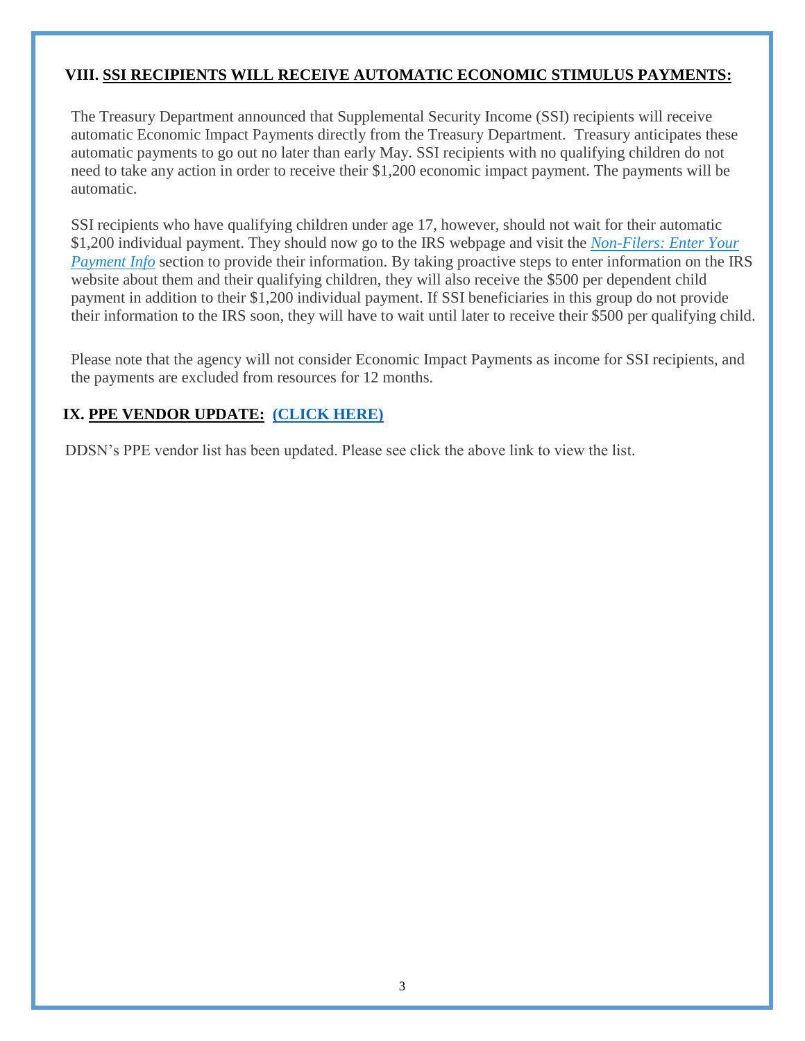## VIII. SSI RECIPIENTS WILL RECEIVE AUTOMATIC ECONOMIC STIMULUS PAYMENTS:

The Treasury Department announced that Supplemental Security Income (SSI) recipients will receive automatic Economic Impact Payments directly from the Treasury Department. Treasury anticipates these automatic payments to go out no later than early May. SSI recipients with no qualifying children do not need to take any action in order to receive their $1,200 economic impact payment. The payments will be automatic.

SSI recipients who have qualifying children under age 17, however, should not wait for their automatic $1,200 individual payment. They should now go to the IRS webpage and visit the *Non-Filers: Enter Your Payment Info* section to provide their information. By taking proactive steps to enter information on the IRS website about them and their qualifying children, they will also receive the $500 per dependent child payment in addition to their $1,200 individual payment. If SSI beneficiaries in this group do not provide their information to the IRS soon, they will have to wait until later to receive their $500 per qualifying child.

Please note that the agency will not consider Economic Impact Payments as income for SSI recipients, and the payments are excluded from resources for 12 months.

## IX. PPE VENDOR UPDATE: (CLICK HERE)

DDSN's PPE vendor list has been updated. Please see click the above link to view the list.